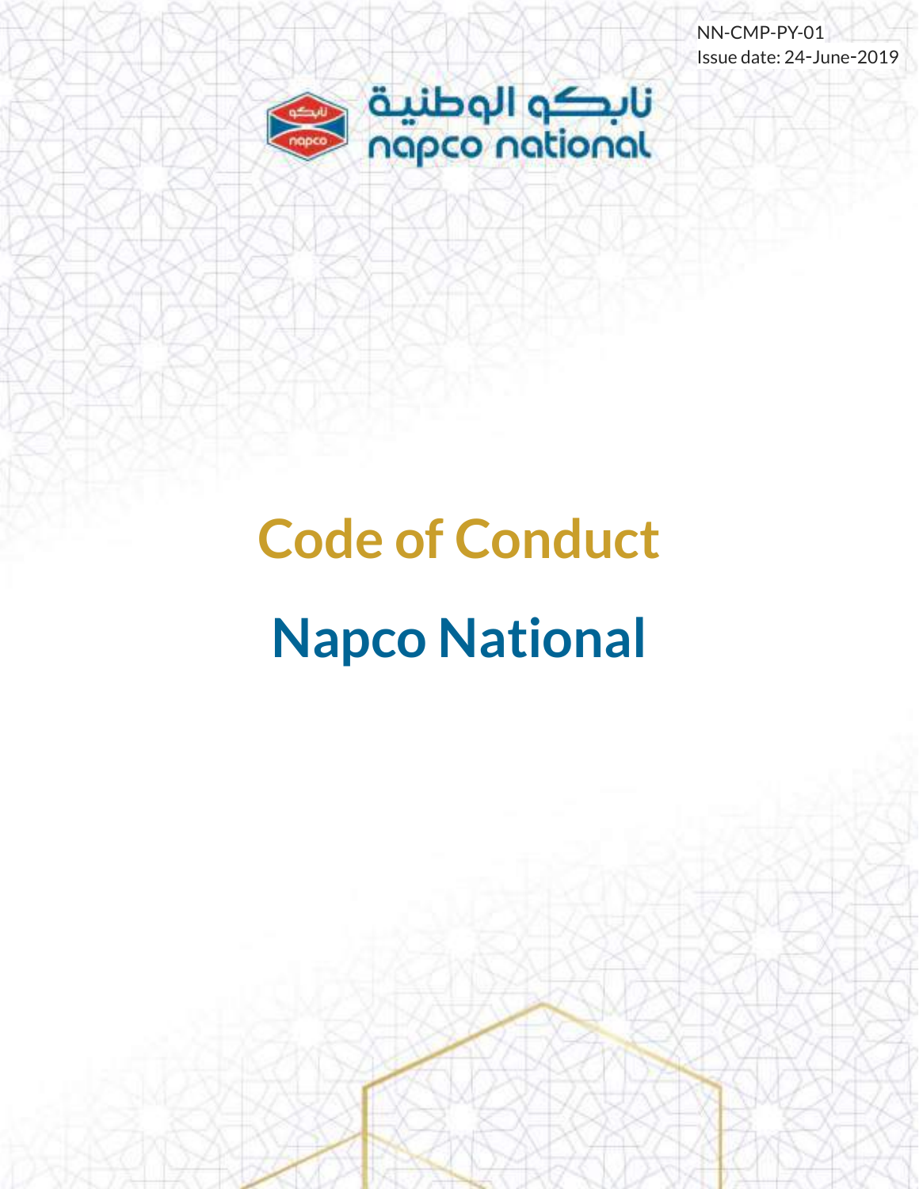NN-CMP-PY-01
Issue date: 24-June-2019

نابكو الوطنية
napco national

# Code of Conduct

# Napco National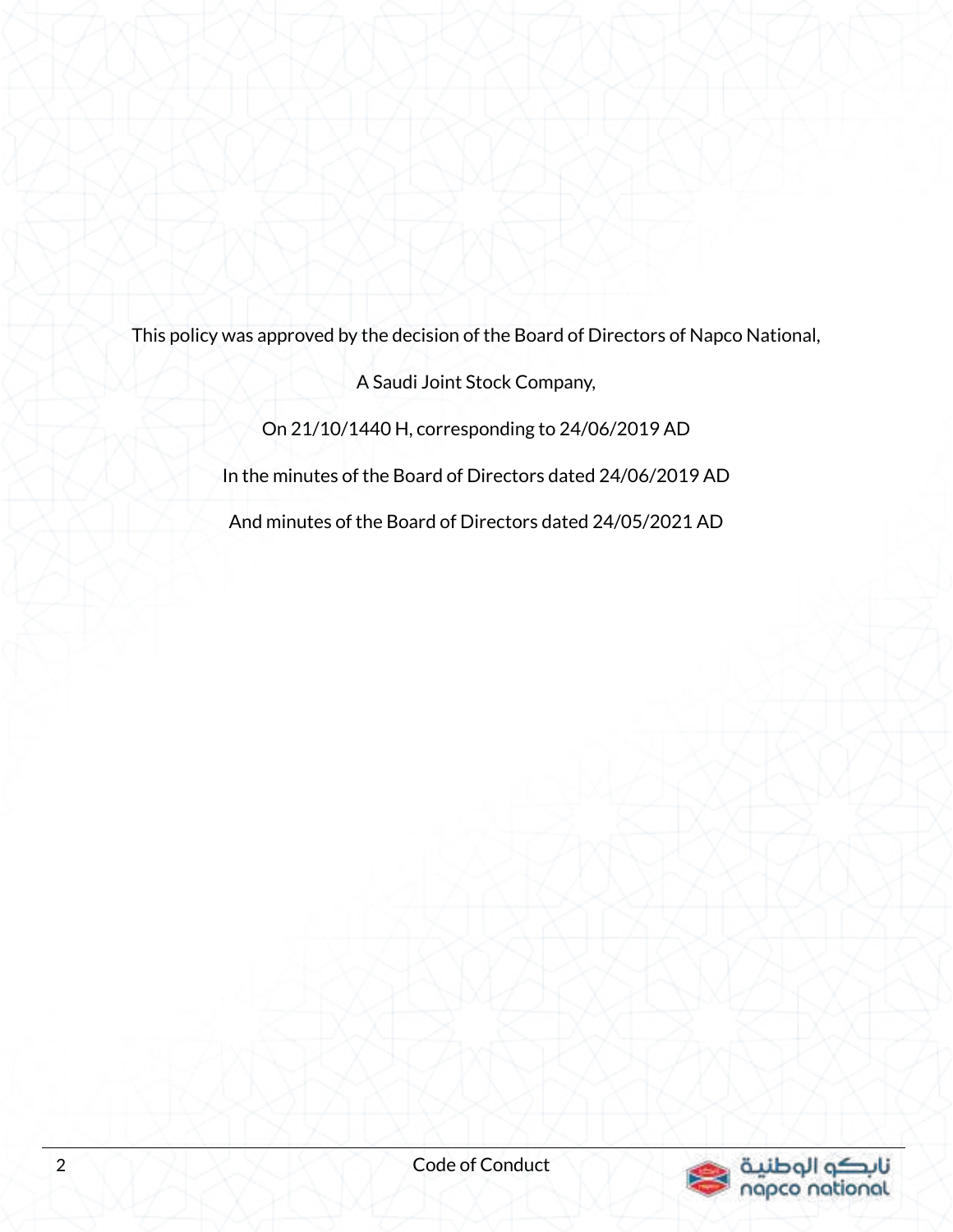This policy was approved by the decision of the Board of Directors of Napco National,

A Saudi Joint Stock Company,

On 21/10/1440 H, corresponding to 24/06/2019 AD

In the minutes of the Board of Directors dated 24/06/2019 AD

And minutes of the Board of Directors dated 24/05/2021 AD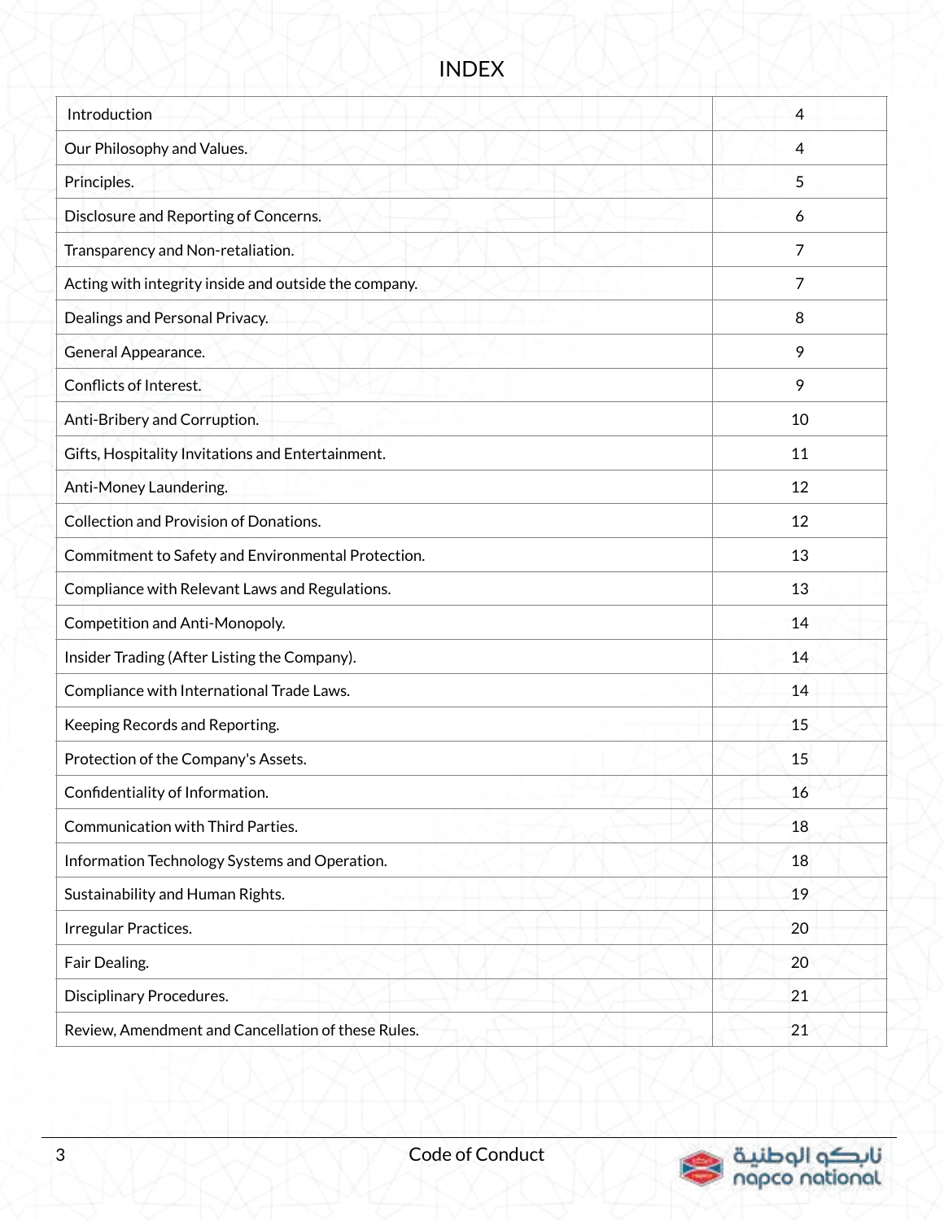# INDEX

| | |
|---|---|
| Introduction | 4 |
| Our Philosophy and Values. | 4 |
| Principles. | 5 |
| Disclosure and Reporting of Concerns. | 6 |
| Transparency and Non-retaliation. | 7 |
| Acting with integrity inside and outside the company. | 7 |
| Dealings and Personal Privacy. | 8 |
| General Appearance. | 9 |
| Conflicts of Interest. | 9 |
| Anti-Bribery and Corruption. | 10 |
| Gifts, Hospitality Invitations and Entertainment. | 11 |
| Anti-Money Laundering. | 12 |
| Collection and Provision of Donations. | 12 |
| Commitment to Safety and Environmental Protection. | 13 |
| Compliance with Relevant Laws and Regulations. | 13 |
| Competition and Anti-Monopoly. | 14 |
| Insider Trading (After Listing the Company). | 14 |
| Compliance with International Trade Laws. | 14 |
| Keeping Records and Reporting. | 15 |
| Protection of the Company's Assets. | 15 |
| Confidentiality of Information. | 16 |
| Communication with Third Parties. | 18 |
| Information Technology Systems and Operation. | 18 |
| Sustainability and Human Rights. | 19 |
| Irregular Practices. | 20 |
| Fair Dealing. | 20 |
| Disciplinary Procedures. | 21 |
| Review, Amendment and Cancellation of these Rules. | 21 |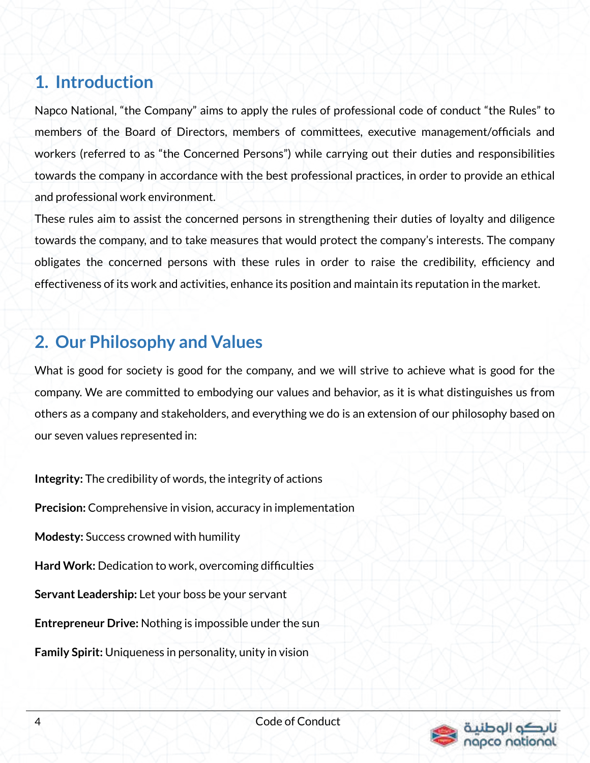## 1. Introduction

Napco National, "the Company" aims to apply the rules of professional code of conduct "the Rules" to members of the Board of Directors, members of committees, executive management/officials and workers (referred to as "the Concerned Persons") while carrying out their duties and responsibilities towards the company in accordance with the best professional practices, in order to provide an ethical and professional work environment.

These rules aim to assist the concerned persons in strengthening their duties of loyalty and diligence towards the company, and to take measures that would protect the company's interests. The company obligates the concerned persons with these rules in order to raise the credibility, efficiency and effectiveness of its work and activities, enhance its position and maintain its reputation in the market.

## 2. Our Philosophy and Values

What is good for society is good for the company, and we will strive to achieve what is good for the company. We are committed to embodying our values and behavior, as it is what distinguishes us from others as a company and stakeholders, and everything we do is an extension of our philosophy based on our seven values represented in:

**Integrity:** The credibility of words, the integrity of actions

**Precision:** Comprehensive in vision, accuracy in implementation

**Modesty:** Success crowned with humility

**Hard Work:** Dedication to work, overcoming difficulties

**Servant Leadership:** Let your boss be your servant

**Entrepreneur Drive:** Nothing is impossible under the sun

**Family Spirit:** Uniqueness in personality, unity in vision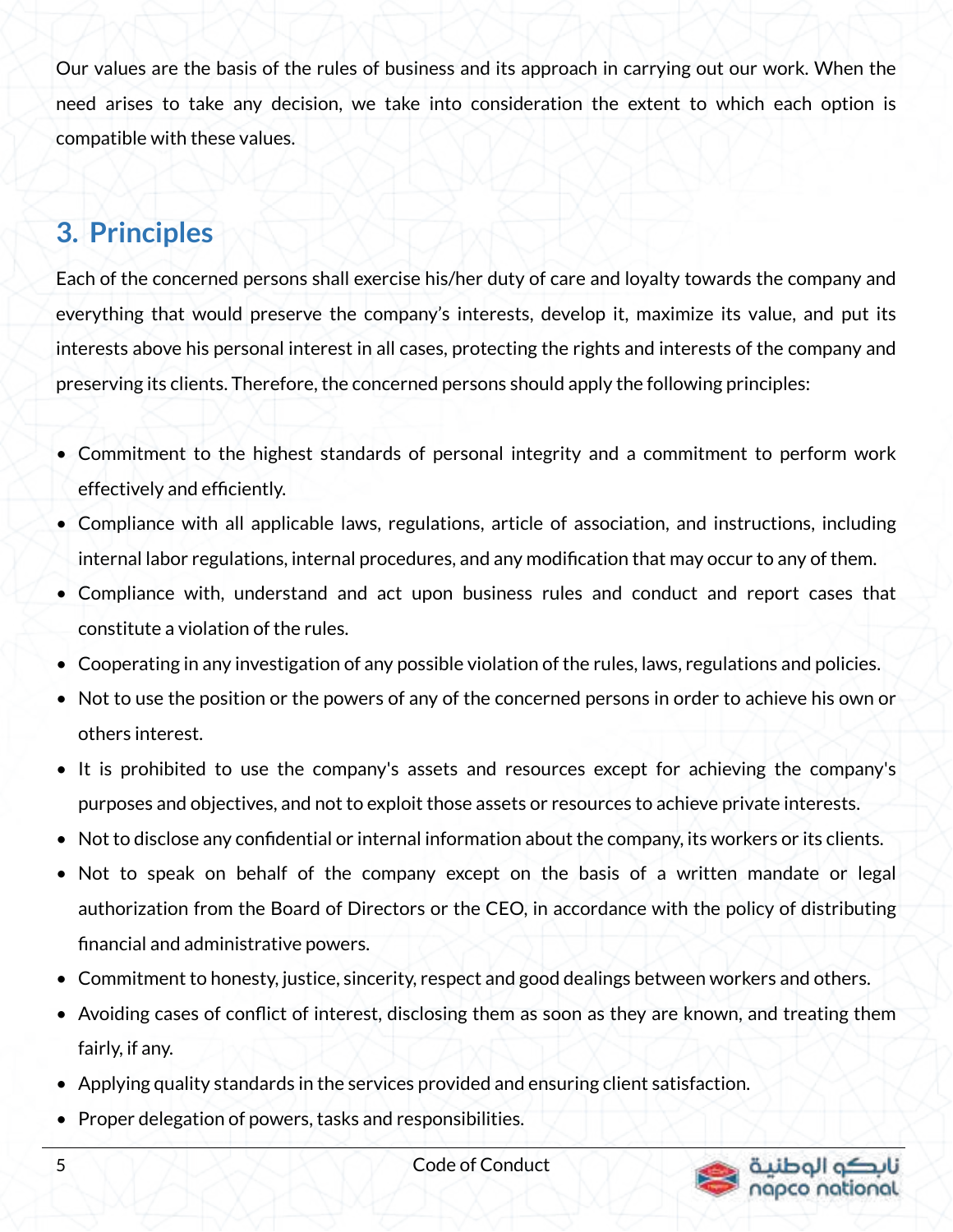Our values are the basis of the rules of business and its approach in carrying out our work. When the need arises to take any decision, we take into consideration the extent to which each option is compatible with these values.

## 3. Principles

Each of the concerned persons shall exercise his/her duty of care and loyalty towards the company and everything that would preserve the company's interests, develop it, maximize its value, and put its interests above his personal interest in all cases, protecting the rights and interests of the company and preserving its clients. Therefore, the concerned persons should apply the following principles:

- Commitment to the highest standards of personal integrity and a commitment to perform work effectively and efficiently.
- Compliance with all applicable laws, regulations, article of association, and instructions, including internal labor regulations, internal procedures, and any modification that may occur to any of them.
- Compliance with, understand and act upon business rules and conduct and report cases that constitute a violation of the rules.
- Cooperating in any investigation of any possible violation of the rules, laws, regulations and policies.
- Not to use the position or the powers of any of the concerned persons in order to achieve his own or others interest.
- It is prohibited to use the company's assets and resources except for achieving the company's purposes and objectives, and not to exploit those assets or resources to achieve private interests.
- Not to disclose any confidential or internal information about the company, its workers or its clients.
- Not to speak on behalf of the company except on the basis of a written mandate or legal authorization from the Board of Directors or the CEO, in accordance with the policy of distributing financial and administrative powers.
- Commitment to honesty, justice, sincerity, respect and good dealings between workers and others.
- Avoiding cases of conflict of interest, disclosing them as soon as they are known, and treating them fairly, if any.
- Applying quality standards in the services provided and ensuring client satisfaction.
- Proper delegation of powers, tasks and responsibilities.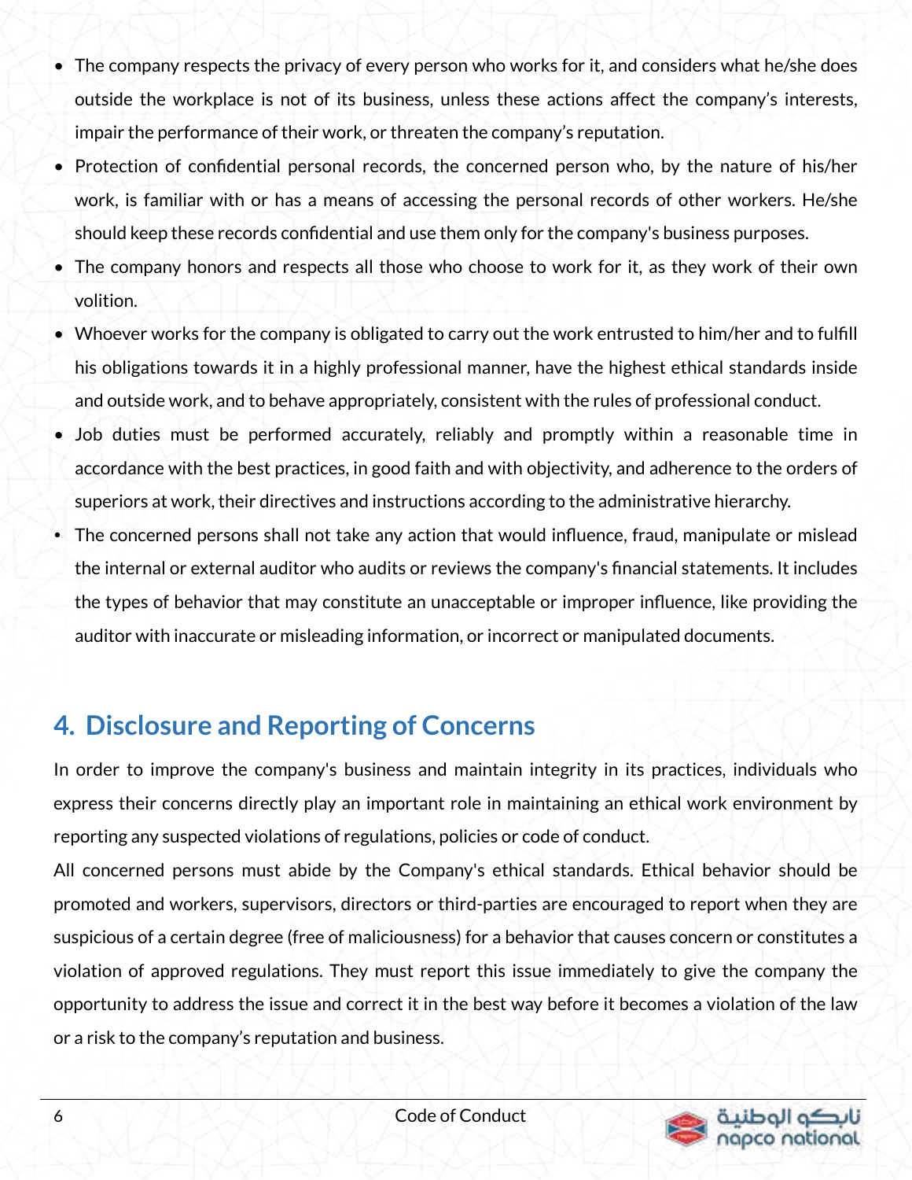- The company respects the privacy of every person who works for it, and considers what he/she does outside the workplace is not of its business, unless these actions affect the company's interests, impair the performance of their work, or threaten the company's reputation.
- Protection of confidential personal records, the concerned person who, by the nature of his/her work, is familiar with or has a means of accessing the personal records of other workers. He/she should keep these records confidential and use them only for the company's business purposes.
- The company honors and respects all those who choose to work for it, as they work of their own volition.
- Whoever works for the company is obligated to carry out the work entrusted to him/her and to fulfill his obligations towards it in a highly professional manner, have the highest ethical standards inside and outside work, and to behave appropriately, consistent with the rules of professional conduct.
- Job duties must be performed accurately, reliably and promptly within a reasonable time in accordance with the best practices, in good faith and with objectivity, and adherence to the orders of superiors at work, their directives and instructions according to the administrative hierarchy.
- The concerned persons shall not take any action that would influence, fraud, manipulate or mislead the internal or external auditor who audits or reviews the company's financial statements. It includes the types of behavior that may constitute an unacceptable or improper influence, like providing the auditor with inaccurate or misleading information, or incorrect or manipulated documents.

## 4. Disclosure and Reporting of Concerns

In order to improve the company's business and maintain integrity in its practices, individuals who express their concerns directly play an important role in maintaining an ethical work environment by reporting any suspected violations of regulations, policies or code of conduct.

All concerned persons must abide by the Company's ethical standards. Ethical behavior should be promoted and workers, supervisors, directors or third-parties are encouraged to report when they are suspicious of a certain degree (free of maliciousness) for a behavior that causes concern or constitutes a violation of approved regulations. They must report this issue immediately to give the company the opportunity to address the issue and correct it in the best way before it becomes a violation of the law or a risk to the company's reputation and business.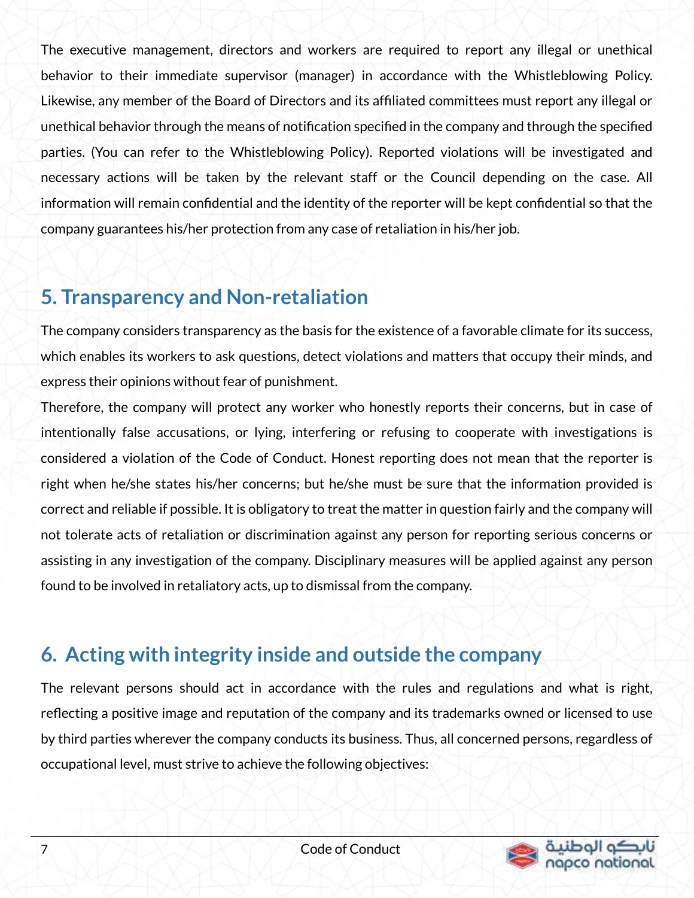The executive management, directors and workers are required to report any illegal or unethical behavior to their immediate supervisor (manager) in accordance with the Whistleblowing Policy. Likewise, any member of the Board of Directors and its affiliated committees must report any illegal or unethical behavior through the means of notification specified in the company and through the specified parties. (You can refer to the Whistleblowing Policy). Reported violations will be investigated and necessary actions will be taken by the relevant staff or the Council depending on the case. All information will remain confidential and the identity of the reporter will be kept confidential so that the company guarantees his/her protection from any case of retaliation in his/her job.

## 5. Transparency and Non-retaliation

The company considers transparency as the basis for the existence of a favorable climate for its success, which enables its workers to ask questions, detect violations and matters that occupy their minds, and express their opinions without fear of punishment.

Therefore, the company will protect any worker who honestly reports their concerns, but in case of intentionally false accusations, or lying, interfering or refusing to cooperate with investigations is considered a violation of the Code of Conduct. Honest reporting does not mean that the reporter is right when he/she states his/her concerns; but he/she must be sure that the information provided is correct and reliable if possible. It is obligatory to treat the matter in question fairly and the company will not tolerate acts of retaliation or discrimination against any person for reporting serious concerns or assisting in any investigation of the company. Disciplinary measures will be applied against any person found to be involved in retaliatory acts, up to dismissal from the company.

## 6. Acting with integrity inside and outside the company

The relevant persons should act in accordance with the rules and regulations and what is right, reflecting a positive image and reputation of the company and its trademarks owned or licensed to use by third parties wherever the company conducts its business. Thus, all concerned persons, regardless of occupational level, must strive to achieve the following objectives: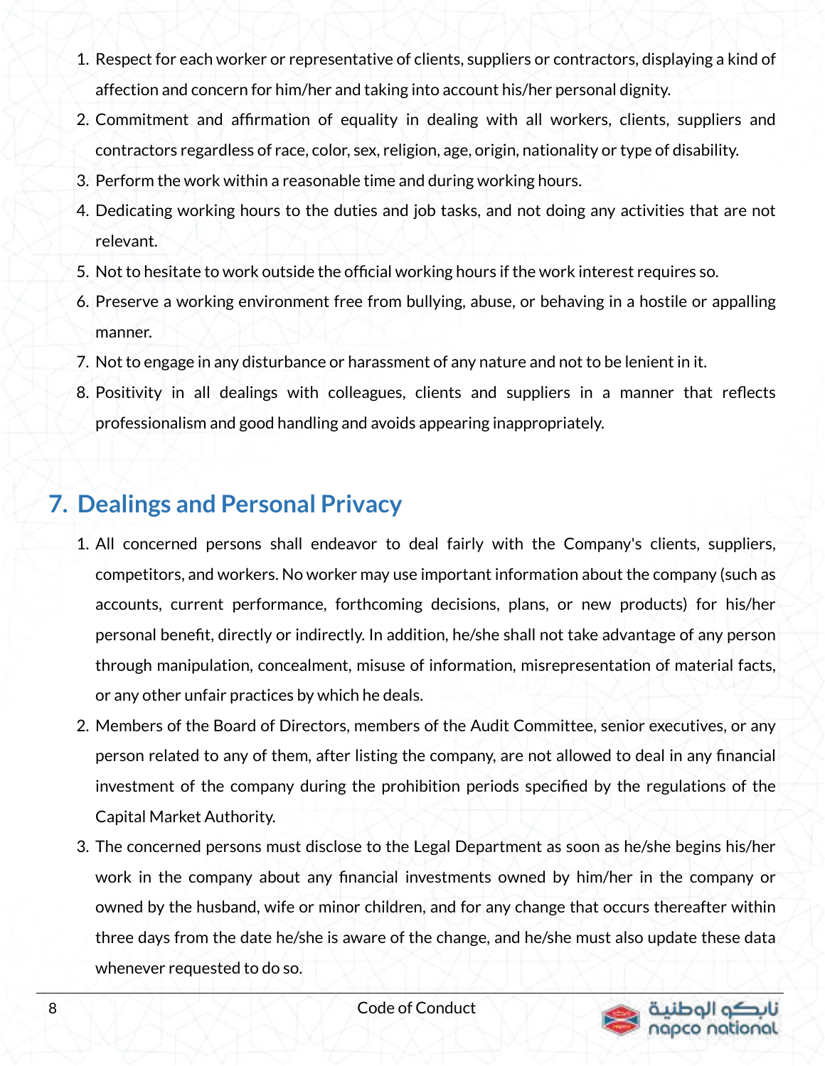1. Respect for each worker or representative of clients, suppliers or contractors, displaying a kind of affection and concern for him/her and taking into account his/her personal dignity.
2. Commitment and affirmation of equality in dealing with all workers, clients, suppliers and contractors regardless of race, color, sex, religion, age, origin, nationality or type of disability.
3. Perform the work within a reasonable time and during working hours.
4. Dedicating working hours to the duties and job tasks, and not doing any activities that are not relevant.
5. Not to hesitate to work outside the official working hours if the work interest requires so.
6. Preserve a working environment free from bullying, abuse, or behaving in a hostile or appalling manner.
7. Not to engage in any disturbance or harassment of any nature and not to be lenient in it.
8. Positivity in all dealings with colleagues, clients and suppliers in a manner that reflects professionalism and good handling and avoids appearing inappropriately.

## 7. Dealings and Personal Privacy

1. All concerned persons shall endeavor to deal fairly with the Company's clients, suppliers, competitors, and workers. No worker may use important information about the company (such as accounts, current performance, forthcoming decisions, plans, or new products) for his/her personal benefit, directly or indirectly. In addition, he/she shall not take advantage of any person through manipulation, concealment, misuse of information, misrepresentation of material facts, or any other unfair practices by which he deals.
2. Members of the Board of Directors, members of the Audit Committee, senior executives, or any person related to any of them, after listing the company, are not allowed to deal in any financial investment of the company during the prohibition periods specified by the regulations of the Capital Market Authority.
3. The concerned persons must disclose to the Legal Department as soon as he/she begins his/her work in the company about any financial investments owned by him/her in the company or owned by the husband, wife or minor children, and for any change that occurs thereafter within three days from the date he/she is aware of the change, and he/she must also update these data whenever requested to do so.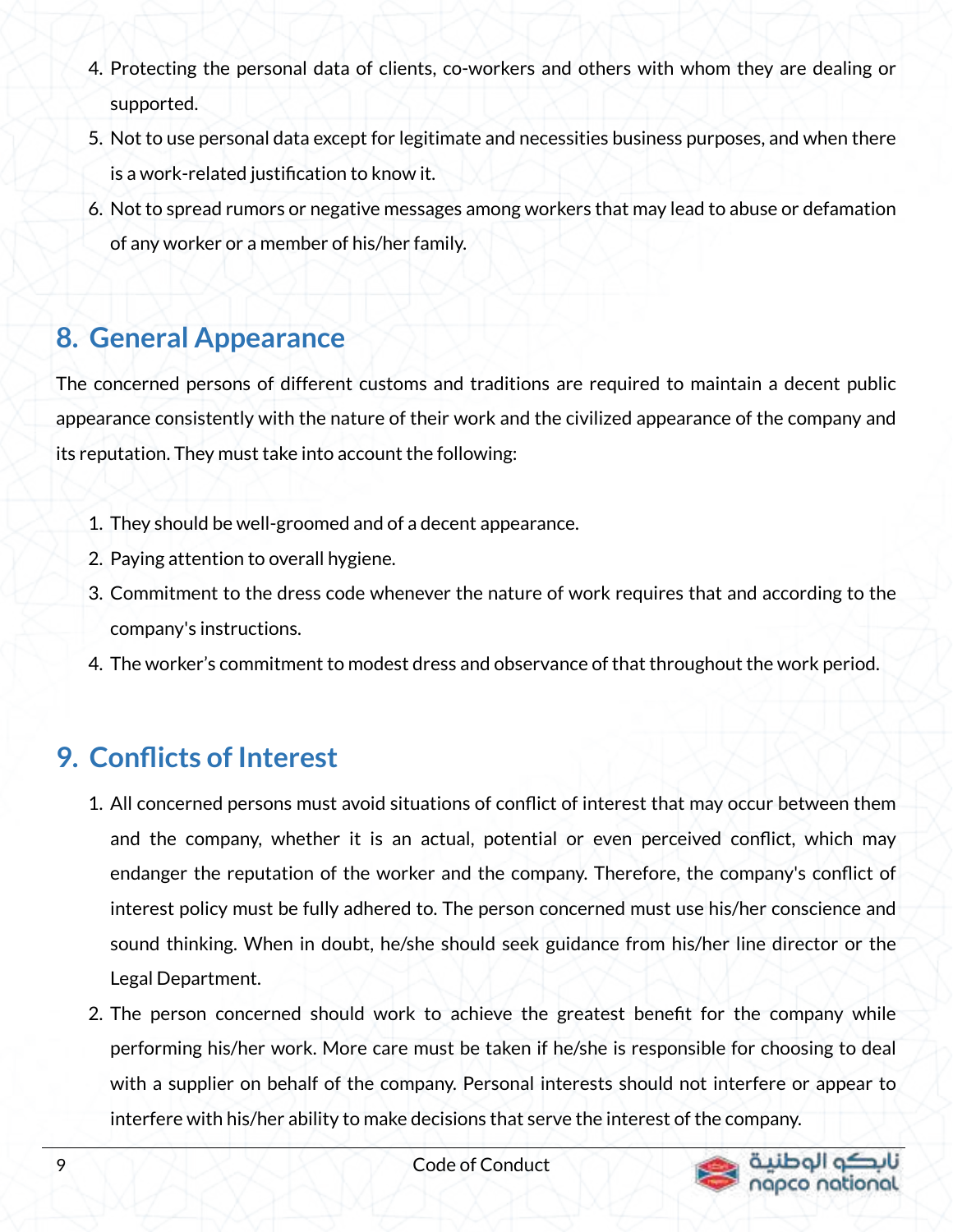4. Protecting the personal data of clients, co-workers and others with whom they are dealing or supported.
5. Not to use personal data except for legitimate and necessities business purposes, and when there is a work-related justification to know it.
6. Not to spread rumors or negative messages among workers that may lead to abuse or defamation of any worker or a member of his/her family.

## 8. General Appearance

The concerned persons of different customs and traditions are required to maintain a decent public appearance consistently with the nature of their work and the civilized appearance of the company and its reputation. They must take into account the following:

1. They should be well-groomed and of a decent appearance.
2. Paying attention to overall hygiene.
3. Commitment to the dress code whenever the nature of work requires that and according to the company's instructions.
4. The worker's commitment to modest dress and observance of that throughout the work period.

## 9. Conflicts of Interest

1. All concerned persons must avoid situations of conflict of interest that may occur between them and the company, whether it is an actual, potential or even perceived conflict, which may endanger the reputation of the worker and the company. Therefore, the company's conflict of interest policy must be fully adhered to. The person concerned must use his/her conscience and sound thinking. When in doubt, he/she should seek guidance from his/her line director or the Legal Department.
2. The person concerned should work to achieve the greatest benefit for the company while performing his/her work. More care must be taken if he/she is responsible for choosing to deal with a supplier on behalf of the company. Personal interests should not interfere or appear to interfere with his/her ability to make decisions that serve the interest of the company.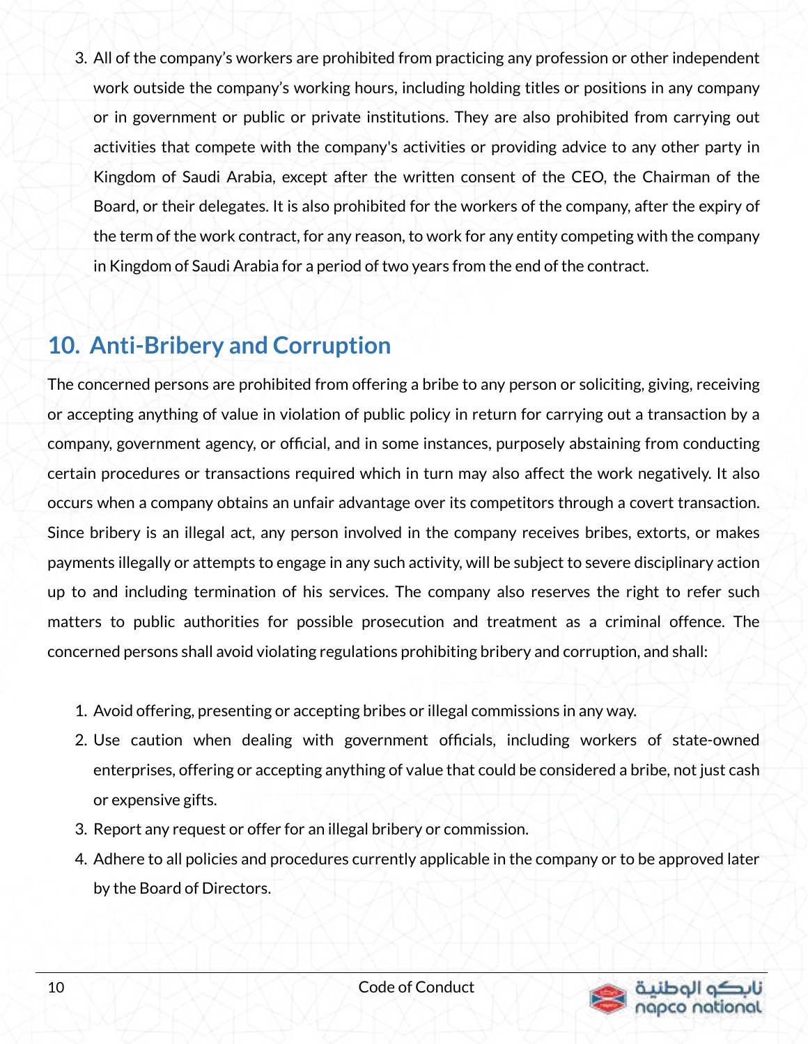3. All of the company's workers are prohibited from practicing any profession or other independent work outside the company's working hours, including holding titles or positions in any company or in government or public or private institutions. They are also prohibited from carrying out activities that compete with the company's activities or providing advice to any other party in Kingdom of Saudi Arabia, except after the written consent of the CEO, the Chairman of the Board, or their delegates. It is also prohibited for the workers of the company, after the expiry of the term of the work contract, for any reason, to work for any entity competing with the company in Kingdom of Saudi Arabia for a period of two years from the end of the contract.

## 10. Anti-Bribery and Corruption

The concerned persons are prohibited from offering a bribe to any person or soliciting, giving, receiving or accepting anything of value in violation of public policy in return for carrying out a transaction by a company, government agency, or official, and in some instances, purposely abstaining from conducting certain procedures or transactions required which in turn may also affect the work negatively. It also occurs when a company obtains an unfair advantage over its competitors through a covert transaction. Since bribery is an illegal act, any person involved in the company receives bribes, extorts, or makes payments illegally or attempts to engage in any such activity, will be subject to severe disciplinary action up to and including termination of his services. The company also reserves the right to refer such matters to public authorities for possible prosecution and treatment as a criminal offence. The concerned persons shall avoid violating regulations prohibiting bribery and corruption, and shall:

1. Avoid offering, presenting or accepting bribes or illegal commissions in any way.
2. Use caution when dealing with government officials, including workers of state-owned enterprises, offering or accepting anything of value that could be considered a bribe, not just cash or expensive gifts.
3. Report any request or offer for an illegal bribery or commission.
4. Adhere to all policies and procedures currently applicable in the company or to be approved later by the Board of Directors.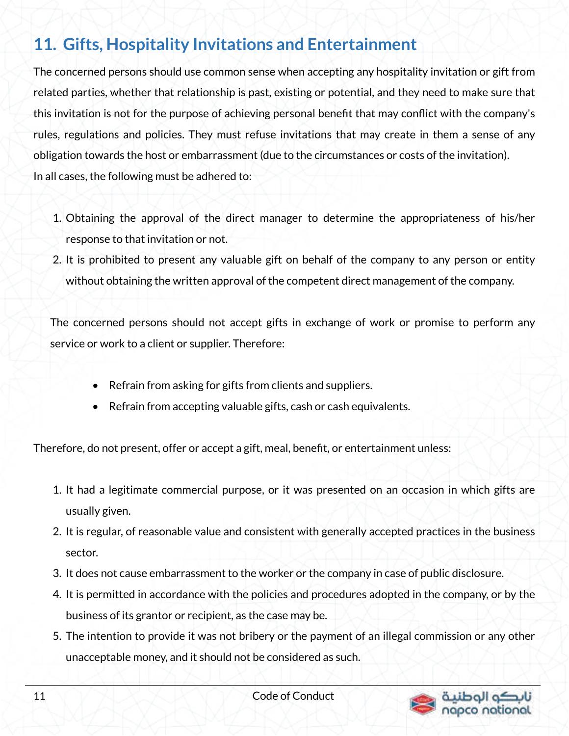## 11. Gifts, Hospitality Invitations and Entertainment

The concerned persons should use common sense when accepting any hospitality invitation or gift from related parties, whether that relationship is past, existing or potential, and they need to make sure that this invitation is not for the purpose of achieving personal benefit that may conflict with the company's rules, regulations and policies. They must refuse invitations that may create in them a sense of any obligation towards the host or embarrassment (due to the circumstances or costs of the invitation).
In all cases, the following must be adhered to:

1. Obtaining the approval of the direct manager to determine the appropriateness of his/her response to that invitation or not.
2. It is prohibited to present any valuable gift on behalf of the company to any person or entity without obtaining the written approval of the competent direct management of the company.

The concerned persons should not accept gifts in exchange of work or promise to perform any service or work to a client or supplier. Therefore:

- Refrain from asking for gifts from clients and suppliers.
- Refrain from accepting valuable gifts, cash or cash equivalents.

Therefore, do not present, offer or accept a gift, meal, benefit, or entertainment unless:

1. It had a legitimate commercial purpose, or it was presented on an occasion in which gifts are usually given.
2. It is regular, of reasonable value and consistent with generally accepted practices in the business sector.
3. It does not cause embarrassment to the worker or the company in case of public disclosure.
4. It is permitted in accordance with the policies and procedures adopted in the company, or by the business of its grantor or recipient, as the case may be.
5. The intention to provide it was not bribery or the payment of an illegal commission or any other unacceptable money, and it should not be considered as such.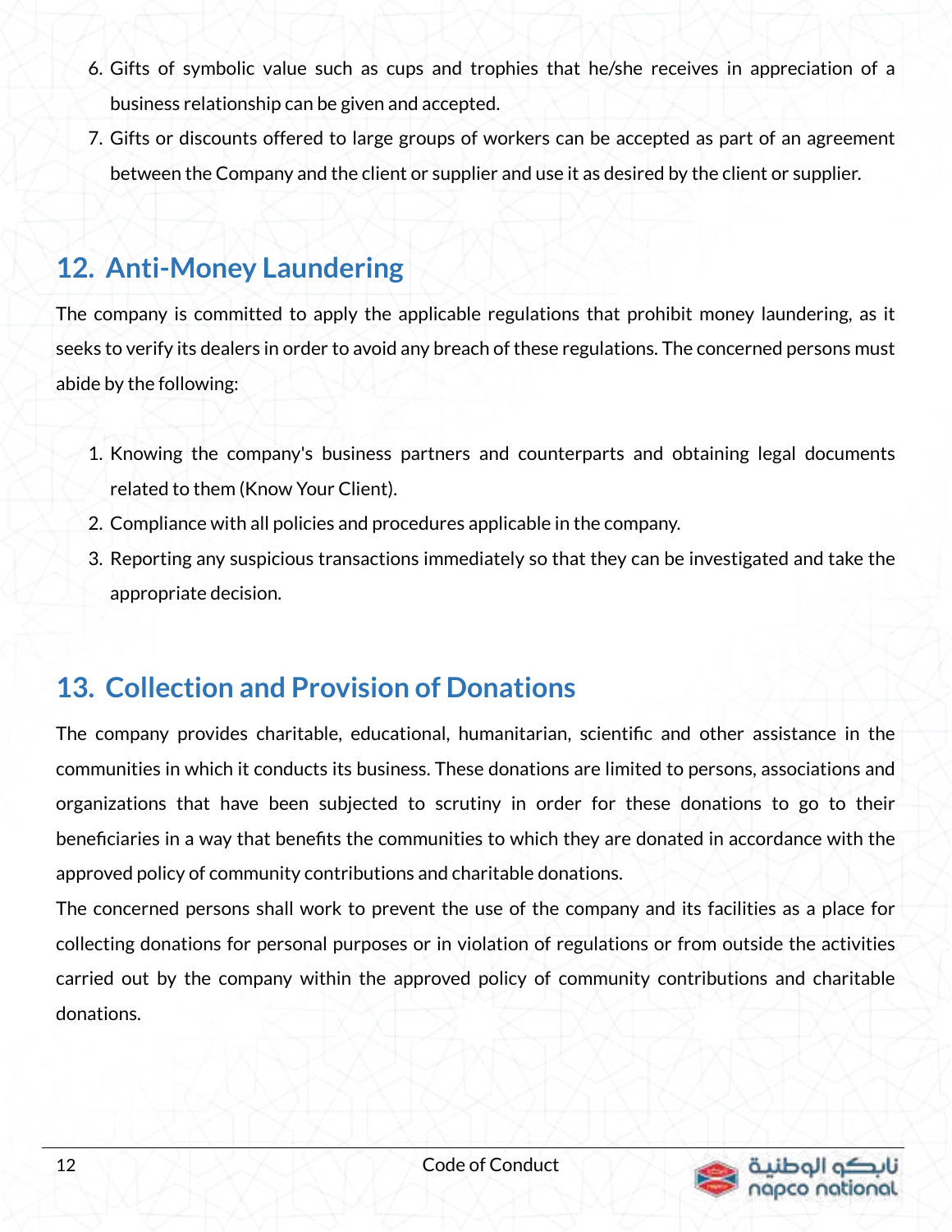6. Gifts of symbolic value such as cups and trophies that he/she receives in appreciation of a business relationship can be given and accepted.
7. Gifts or discounts offered to large groups of workers can be accepted as part of an agreement between the Company and the client or supplier and use it as desired by the client or supplier.

## 12. Anti-Money Laundering

The company is committed to apply the applicable regulations that prohibit money laundering, as it seeks to verify its dealers in order to avoid any breach of these regulations. The concerned persons must abide by the following:

1. Knowing the company's business partners and counterparts and obtaining legal documents related to them (Know Your Client).
2. Compliance with all policies and procedures applicable in the company.
3. Reporting any suspicious transactions immediately so that they can be investigated and take the appropriate decision.

## 13. Collection and Provision of Donations

The company provides charitable, educational, humanitarian, scientific and other assistance in the communities in which it conducts its business. These donations are limited to persons, associations and organizations that have been subjected to scrutiny in order for these donations to go to their beneficiaries in a way that benefits the communities to which they are donated in accordance with the approved policy of community contributions and charitable donations.

The concerned persons shall work to prevent the use of the company and its facilities as a place for collecting donations for personal purposes or in violation of regulations or from outside the activities carried out by the company within the approved policy of community contributions and charitable donations.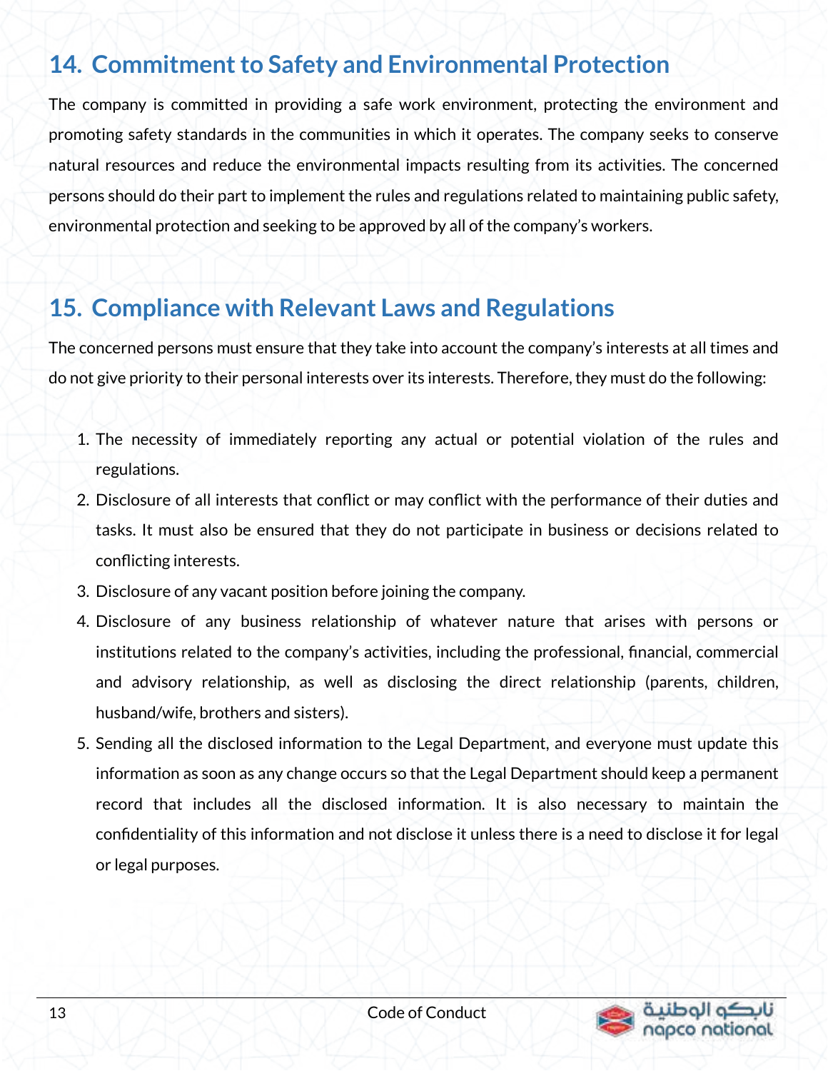## 14. Commitment to Safety and Environmental Protection

The company is committed in providing a safe work environment, protecting the environment and promoting safety standards in the communities in which it operates. The company seeks to conserve natural resources and reduce the environmental impacts resulting from its activities. The concerned persons should do their part to implement the rules and regulations related to maintaining public safety, environmental protection and seeking to be approved by all of the company's workers.

## 15. Compliance with Relevant Laws and Regulations

The concerned persons must ensure that they take into account the company's interests at all times and do not give priority to their personal interests over its interests. Therefore, they must do the following:

1. The necessity of immediately reporting any actual or potential violation of the rules and regulations.
2. Disclosure of all interests that conflict or may conflict with the performance of their duties and tasks. It must also be ensured that they do not participate in business or decisions related to conflicting interests.
3. Disclosure of any vacant position before joining the company.
4. Disclosure of any business relationship of whatever nature that arises with persons or institutions related to the company's activities, including the professional, financial, commercial and advisory relationship, as well as disclosing the direct relationship (parents, children, husband/wife, brothers and sisters).
5. Sending all the disclosed information to the Legal Department, and everyone must update this information as soon as any change occurs so that the Legal Department should keep a permanent record that includes all the disclosed information. It is also necessary to maintain the confidentiality of this information and not disclose it unless there is a need to disclose it for legal or legal purposes.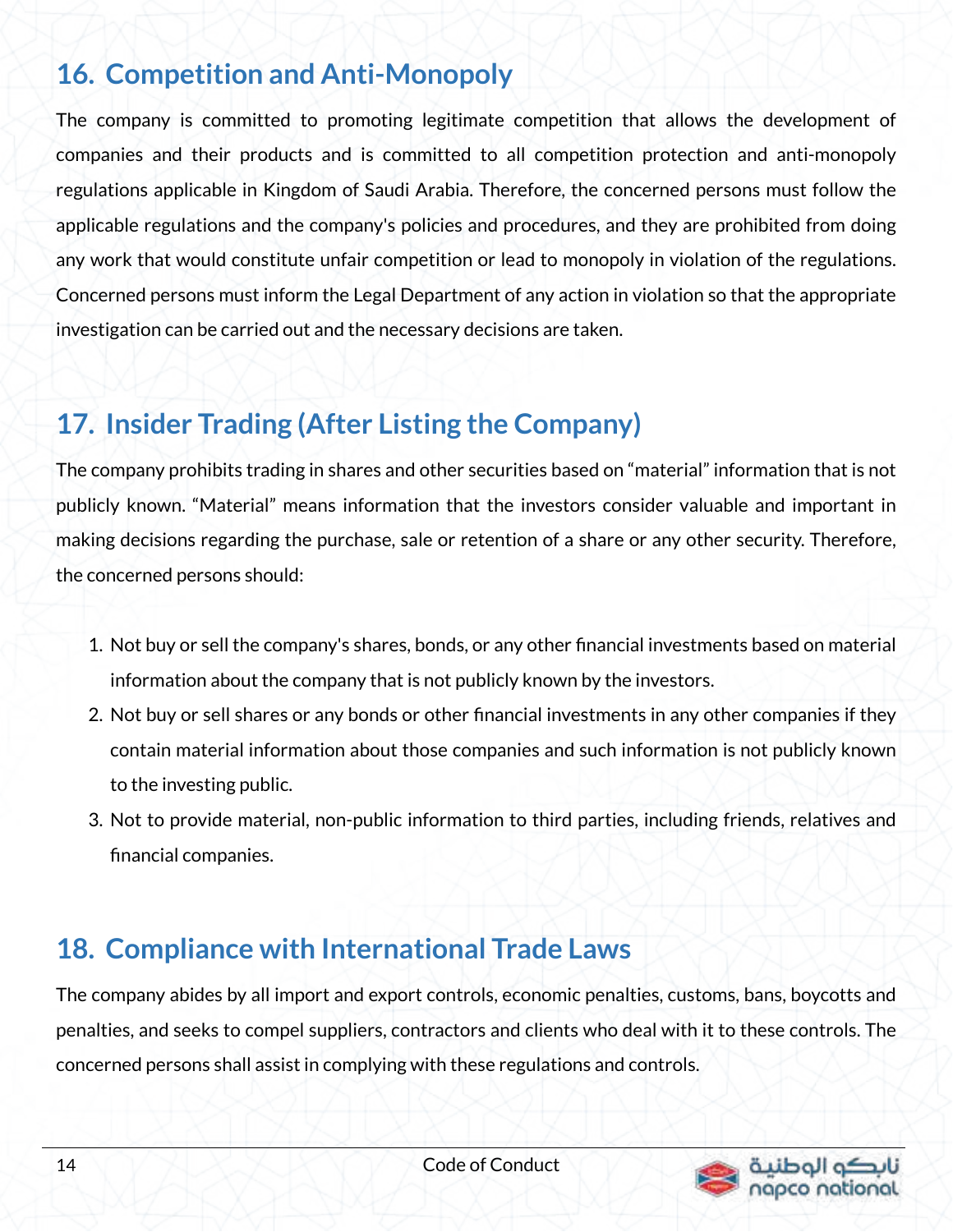## 16. Competition and Anti-Monopoly

The company is committed to promoting legitimate competition that allows the development of companies and their products and is committed to all competition protection and anti-monopoly regulations applicable in Kingdom of Saudi Arabia. Therefore, the concerned persons must follow the applicable regulations and the company's policies and procedures, and they are prohibited from doing any work that would constitute unfair competition or lead to monopoly in violation of the regulations. Concerned persons must inform the Legal Department of any action in violation so that the appropriate investigation can be carried out and the necessary decisions are taken.

## 17. Insider Trading (After Listing the Company)

The company prohibits trading in shares and other securities based on "material" information that is not publicly known. "Material" means information that the investors consider valuable and important in making decisions regarding the purchase, sale or retention of a share or any other security. Therefore, the concerned persons should:

1. Not buy or sell the company's shares, bonds, or any other financial investments based on material information about the company that is not publicly known by the investors.
2. Not buy or sell shares or any bonds or other financial investments in any other companies if they contain material information about those companies and such information is not publicly known to the investing public.
3. Not to provide material, non-public information to third parties, including friends, relatives and financial companies.

## 18. Compliance with International Trade Laws

The company abides by all import and export controls, economic penalties, customs, bans, boycotts and penalties, and seeks to compel suppliers, contractors and clients who deal with it to these controls. The concerned persons shall assist in complying with these regulations and controls.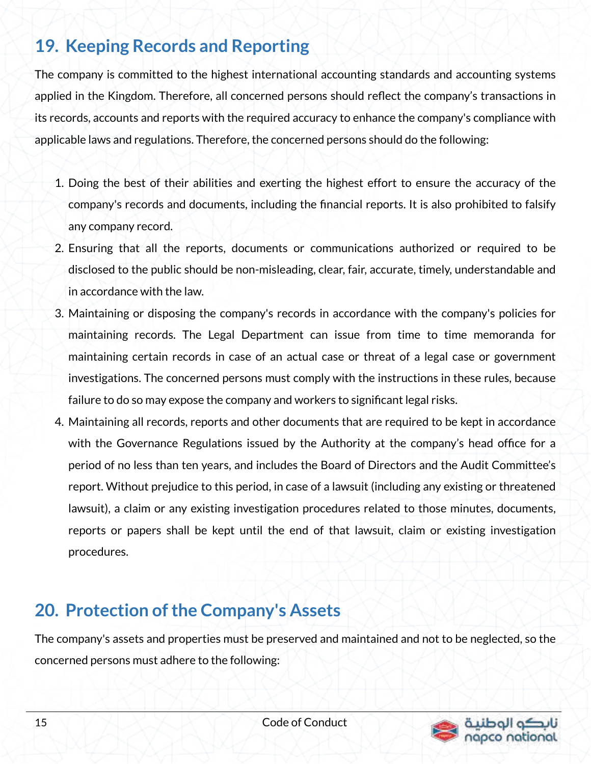## 19. Keeping Records and Reporting

The company is committed to the highest international accounting standards and accounting systems applied in the Kingdom. Therefore, all concerned persons should reflect the company's transactions in its records, accounts and reports with the required accuracy to enhance the company's compliance with applicable laws and regulations. Therefore, the concerned persons should do the following:

1. Doing the best of their abilities and exerting the highest effort to ensure the accuracy of the company's records and documents, including the financial reports. It is also prohibited to falsify any company record.
2. Ensuring that all the reports, documents or communications authorized or required to be disclosed to the public should be non-misleading, clear, fair, accurate, timely, understandable and in accordance with the law.
3. Maintaining or disposing the company's records in accordance with the company's policies for maintaining records. The Legal Department can issue from time to time memoranda for maintaining certain records in case of an actual case or threat of a legal case or government investigations. The concerned persons must comply with the instructions in these rules, because failure to do so may expose the company and workers to significant legal risks.
4. Maintaining all records, reports and other documents that are required to be kept in accordance with the Governance Regulations issued by the Authority at the company's head office for a period of no less than ten years, and includes the Board of Directors and the Audit Committee's report. Without prejudice to this period, in case of a lawsuit (including any existing or threatened lawsuit), a claim or any existing investigation procedures related to those minutes, documents, reports or papers shall be kept until the end of that lawsuit, claim or existing investigation procedures.

## 20. Protection of the Company's Assets

The company's assets and properties must be preserved and maintained and not to be neglected, so the concerned persons must adhere to the following: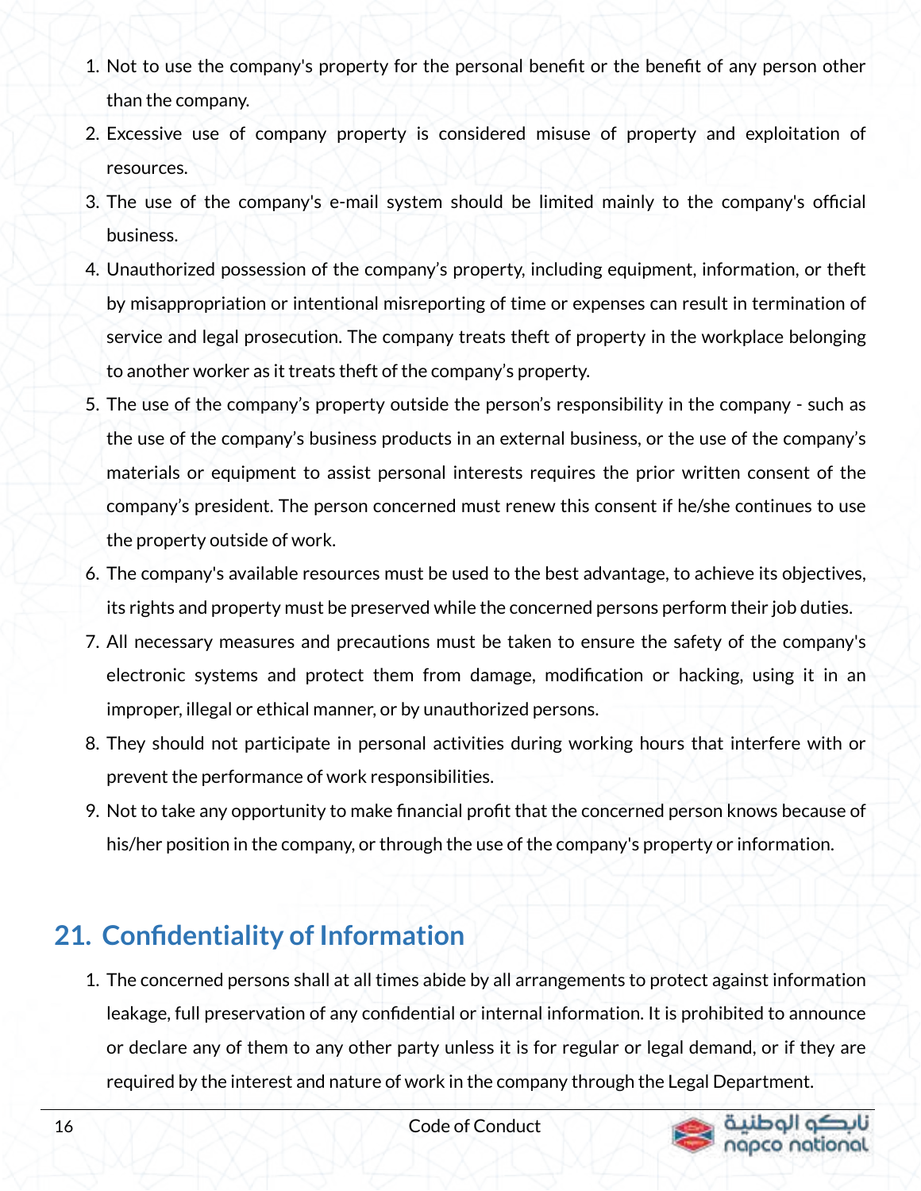1. Not to use the company's property for the personal benefit or the benefit of any person other than the company.
2. Excessive use of company property is considered misuse of property and exploitation of resources.
3. The use of the company's e-mail system should be limited mainly to the company's official business.
4. Unauthorized possession of the company's property, including equipment, information, or theft by misappropriation or intentional misreporting of time or expenses can result in termination of service and legal prosecution. The company treats theft of property in the workplace belonging to another worker as it treats theft of the company's property.
5. The use of the company's property outside the person's responsibility in the company - such as the use of the company's business products in an external business, or the use of the company's materials or equipment to assist personal interests requires the prior written consent of the company's president. The person concerned must renew this consent if he/she continues to use the property outside of work.
6. The company's available resources must be used to the best advantage, to achieve its objectives, its rights and property must be preserved while the concerned persons perform their job duties.
7. All necessary measures and precautions must be taken to ensure the safety of the company's electronic systems and protect them from damage, modification or hacking, using it in an improper, illegal or ethical manner, or by unauthorized persons.
8. They should not participate in personal activities during working hours that interfere with or prevent the performance of work responsibilities.
9. Not to take any opportunity to make financial profit that the concerned person knows because of his/her position in the company, or through the use of the company's property or information.

## 21. Confidentiality of Information

1. The concerned persons shall at all times abide by all arrangements to protect against information leakage, full preservation of any confidential or internal information. It is prohibited to announce or declare any of them to any other party unless it is for regular or legal demand, or if they are required by the interest and nature of work in the company through the Legal Department.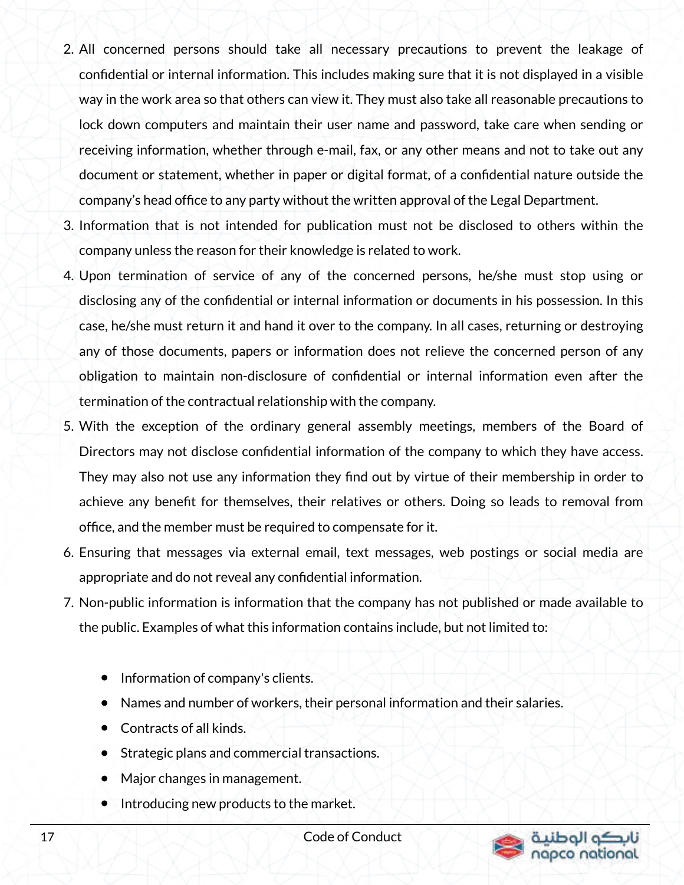2. All concerned persons should take all necessary precautions to prevent the leakage of confidential or internal information. This includes making sure that it is not displayed in a visible way in the work area so that others can view it. They must also take all reasonable precautions to lock down computers and maintain their user name and password, take care when sending or receiving information, whether through e-mail, fax, or any other means and not to take out any document or statement, whether in paper or digital format, of a confidential nature outside the company's head office to any party without the written approval of the Legal Department.
3. Information that is not intended for publication must not be disclosed to others within the company unless the reason for their knowledge is related to work.
4. Upon termination of service of any of the concerned persons, he/she must stop using or disclosing any of the confidential or internal information or documents in his possession. In this case, he/she must return it and hand it over to the company. In all cases, returning or destroying any of those documents, papers or information does not relieve the concerned person of any obligation to maintain non-disclosure of confidential or internal information even after the termination of the contractual relationship with the company.
5. With the exception of the ordinary general assembly meetings, members of the Board of Directors may not disclose confidential information of the company to which they have access. They may also not use any information they find out by virtue of their membership in order to achieve any benefit for themselves, their relatives or others. Doing so leads to removal from office, and the member must be required to compensate for it.
6. Ensuring that messages via external email, text messages, web postings or social media are appropriate and do not reveal any confidential information.
7. Non-public information is information that the company has not published or made available to the public. Examples of what this information contains include, but not limited to:

    - Information of company's clients.
    - Names and number of workers, their personal information and their salaries.
    - Contracts of all kinds.
    - Strategic plans and commercial transactions.
    - Major changes in management.
    - Introducing new products to the market.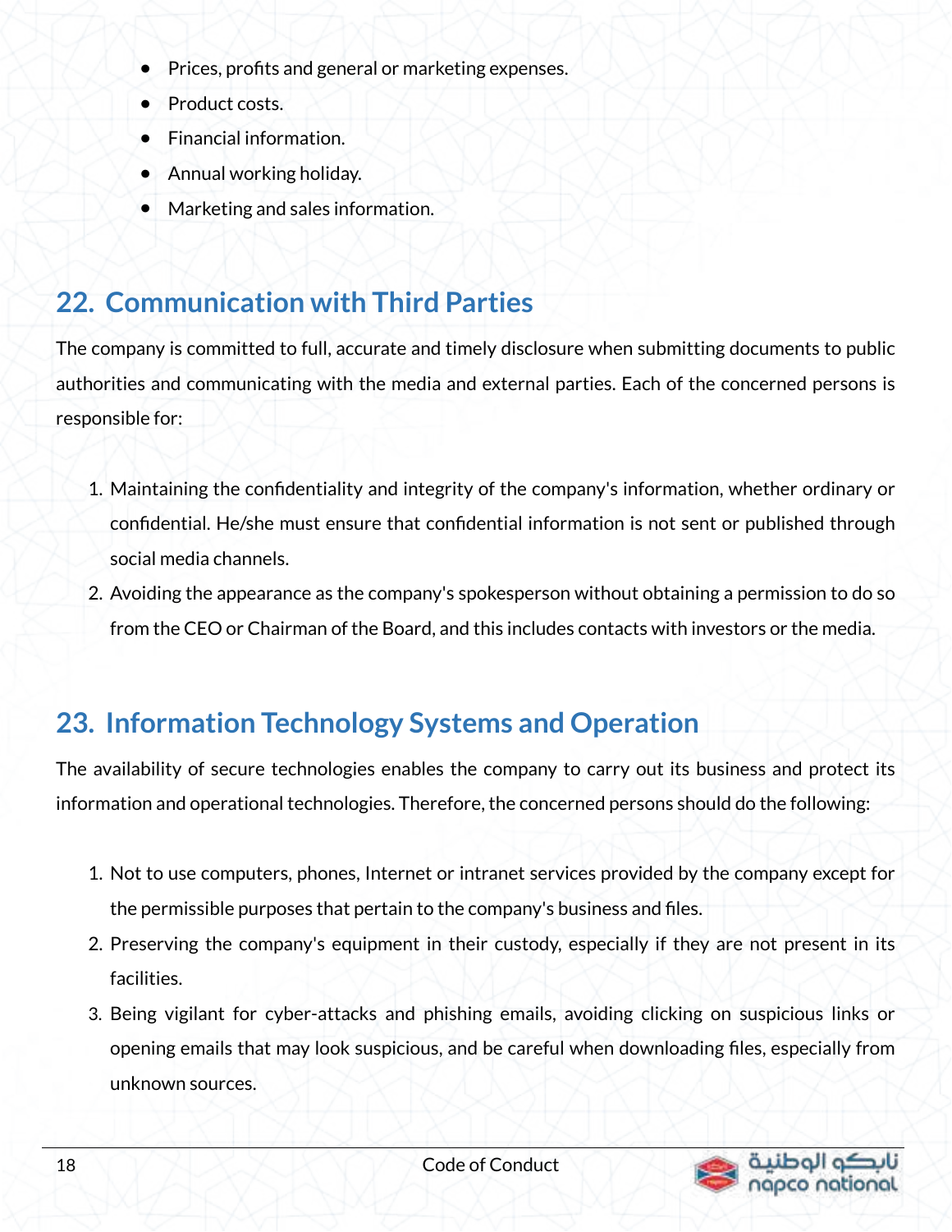- Prices, profits and general or marketing expenses.
- Product costs.
- Financial information.
- Annual working holiday.
- Marketing and sales information.

## 22. Communication with Third Parties

The company is committed to full, accurate and timely disclosure when submitting documents to public authorities and communicating with the media and external parties. Each of the concerned persons is responsible for:

1. Maintaining the confidentiality and integrity of the company's information, whether ordinary or confidential. He/she must ensure that confidential information is not sent or published through social media channels.
2. Avoiding the appearance as the company's spokesperson without obtaining a permission to do so from the CEO or Chairman of the Board, and this includes contacts with investors or the media.

## 23. Information Technology Systems and Operation

The availability of secure technologies enables the company to carry out its business and protect its information and operational technologies. Therefore, the concerned persons should do the following:

1. Not to use computers, phones, Internet or intranet services provided by the company except for the permissible purposes that pertain to the company's business and files.
2. Preserving the company's equipment in their custody, especially if they are not present in its facilities.
3. Being vigilant for cyber-attacks and phishing emails, avoiding clicking on suspicious links or opening emails that may look suspicious, and be careful when downloading files, especially from unknown sources.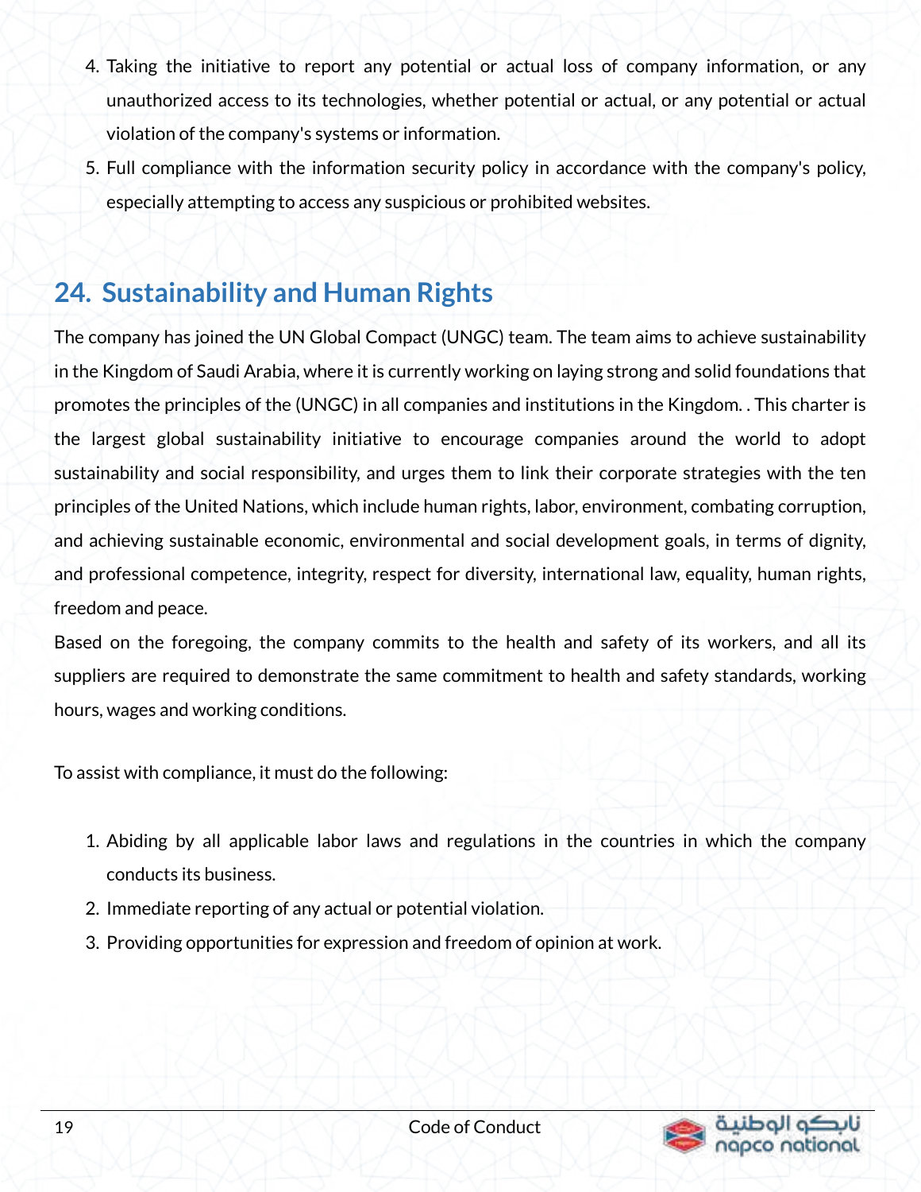4. Taking the initiative to report any potential or actual loss of company information, or any unauthorized access to its technologies, whether potential or actual, or any potential or actual violation of the company's systems or information.
5. Full compliance with the information security policy in accordance with the company's policy, especially attempting to access any suspicious or prohibited websites.

## 24. Sustainability and Human Rights

The company has joined the UN Global Compact (UNGC) team. The team aims to achieve sustainability in the Kingdom of Saudi Arabia, where it is currently working on laying strong and solid foundations that promotes the principles of the (UNGC) in all companies and institutions in the Kingdom. . This charter is the largest global sustainability initiative to encourage companies around the world to adopt sustainability and social responsibility, and urges them to link their corporate strategies with the ten principles of the United Nations, which include human rights, labor, environment, combating corruption, and achieving sustainable economic, environmental and social development goals, in terms of dignity, and professional competence, integrity, respect for diversity, international law, equality, human rights, freedom and peace.

Based on the foregoing, the company commits to the health and safety of its workers, and all its suppliers are required to demonstrate the same commitment to health and safety standards, working hours, wages and working conditions.

To assist with compliance, it must do the following:

1. Abiding by all applicable labor laws and regulations in the countries in which the company conducts its business.
2. Immediate reporting of any actual or potential violation.
3. Providing opportunities for expression and freedom of opinion at work.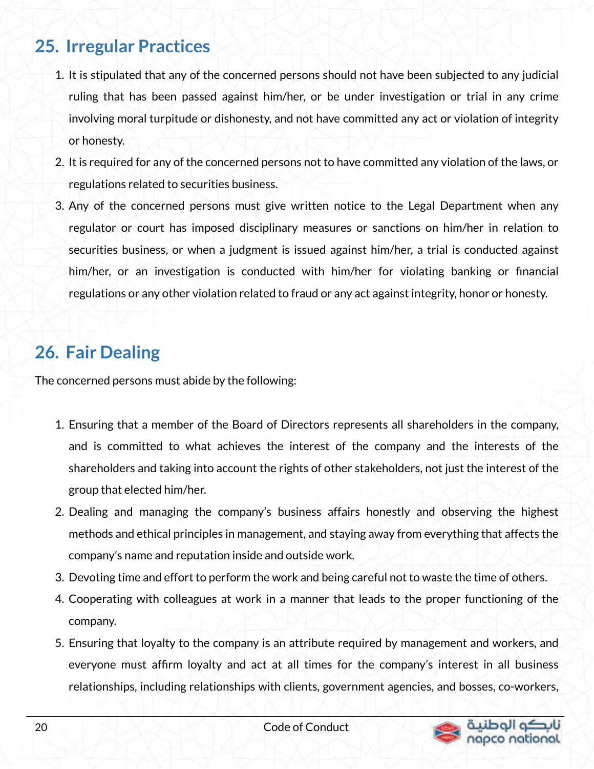## 25. Irregular Practices

1. It is stipulated that any of the concerned persons should not have been subjected to any judicial ruling that has been passed against him/her, or be under investigation or trial in any crime involving moral turpitude or dishonesty, and not have committed any act or violation of integrity or honesty.
2. It is required for any of the concerned persons not to have committed any violation of the laws, or regulations related to securities business.
3. Any of the concerned persons must give written notice to the Legal Department when any regulator or court has imposed disciplinary measures or sanctions on him/her in relation to securities business, or when a judgment is issued against him/her, a trial is conducted against him/her, or an investigation is conducted with him/her for violating banking or financial regulations or any other violation related to fraud or any act against integrity, honor or honesty.

## 26. Fair Dealing

The concerned persons must abide by the following:

1. Ensuring that a member of the Board of Directors represents all shareholders in the company, and is committed to what achieves the interest of the company and the interests of the shareholders and taking into account the rights of other stakeholders, not just the interest of the group that elected him/her.
2. Dealing and managing the company's business affairs honestly and observing the highest methods and ethical principles in management, and staying away from everything that affects the company's name and reputation inside and outside work.
3. Devoting time and effort to perform the work and being careful not to waste the time of others.
4. Cooperating with colleagues at work in a manner that leads to the proper functioning of the company.
5. Ensuring that loyalty to the company is an attribute required by management and workers, and everyone must affirm loyalty and act at all times for the company's interest in all business relationships, including relationships with clients, government agencies, and bosses, co-workers,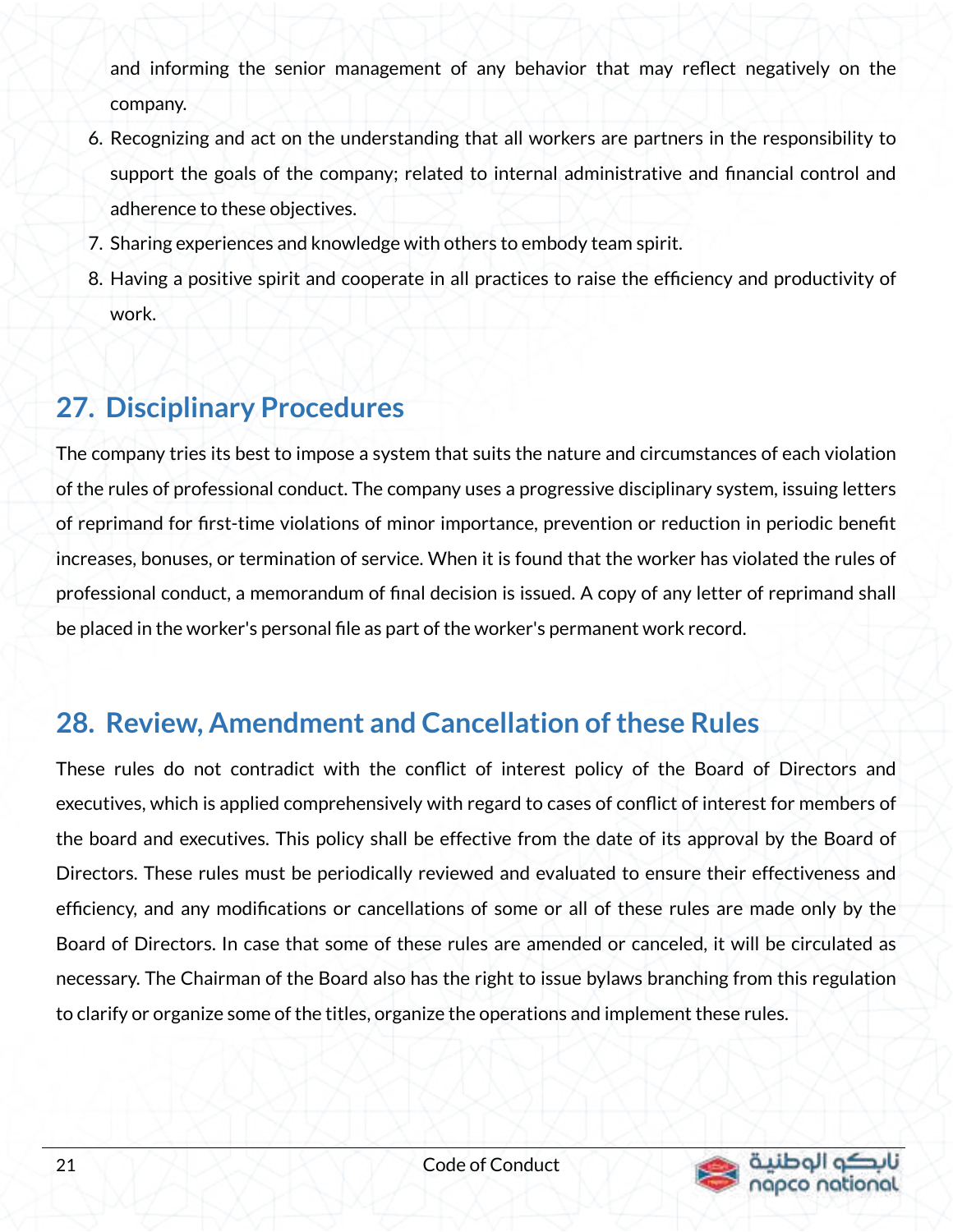and informing the senior management of any behavior that may reflect negatively on the company.

6. Recognizing and act on the understanding that all workers are partners in the responsibility to support the goals of the company; related to internal administrative and financial control and adherence to these objectives.
7. Sharing experiences and knowledge with others to embody team spirit.
8. Having a positive spirit and cooperate in all practices to raise the efficiency and productivity of work.

## 27. Disciplinary Procedures

The company tries its best to impose a system that suits the nature and circumstances of each violation of the rules of professional conduct. The company uses a progressive disciplinary system, issuing letters of reprimand for first-time violations of minor importance, prevention or reduction in periodic benefit increases, bonuses, or termination of service. When it is found that the worker has violated the rules of professional conduct, a memorandum of final decision is issued. A copy of any letter of reprimand shall be placed in the worker's personal file as part of the worker's permanent work record.

## 28. Review, Amendment and Cancellation of these Rules

These rules do not contradict with the conflict of interest policy of the Board of Directors and executives, which is applied comprehensively with regard to cases of conflict of interest for members of the board and executives. This policy shall be effective from the date of its approval by the Board of Directors. These rules must be periodically reviewed and evaluated to ensure their effectiveness and efficiency, and any modifications or cancellations of some or all of these rules are made only by the Board of Directors. In case that some of these rules are amended or canceled, it will be circulated as necessary. The Chairman of the Board also has the right to issue bylaws branching from this regulation to clarify or organize some of the titles, organize the operations and implement these rules.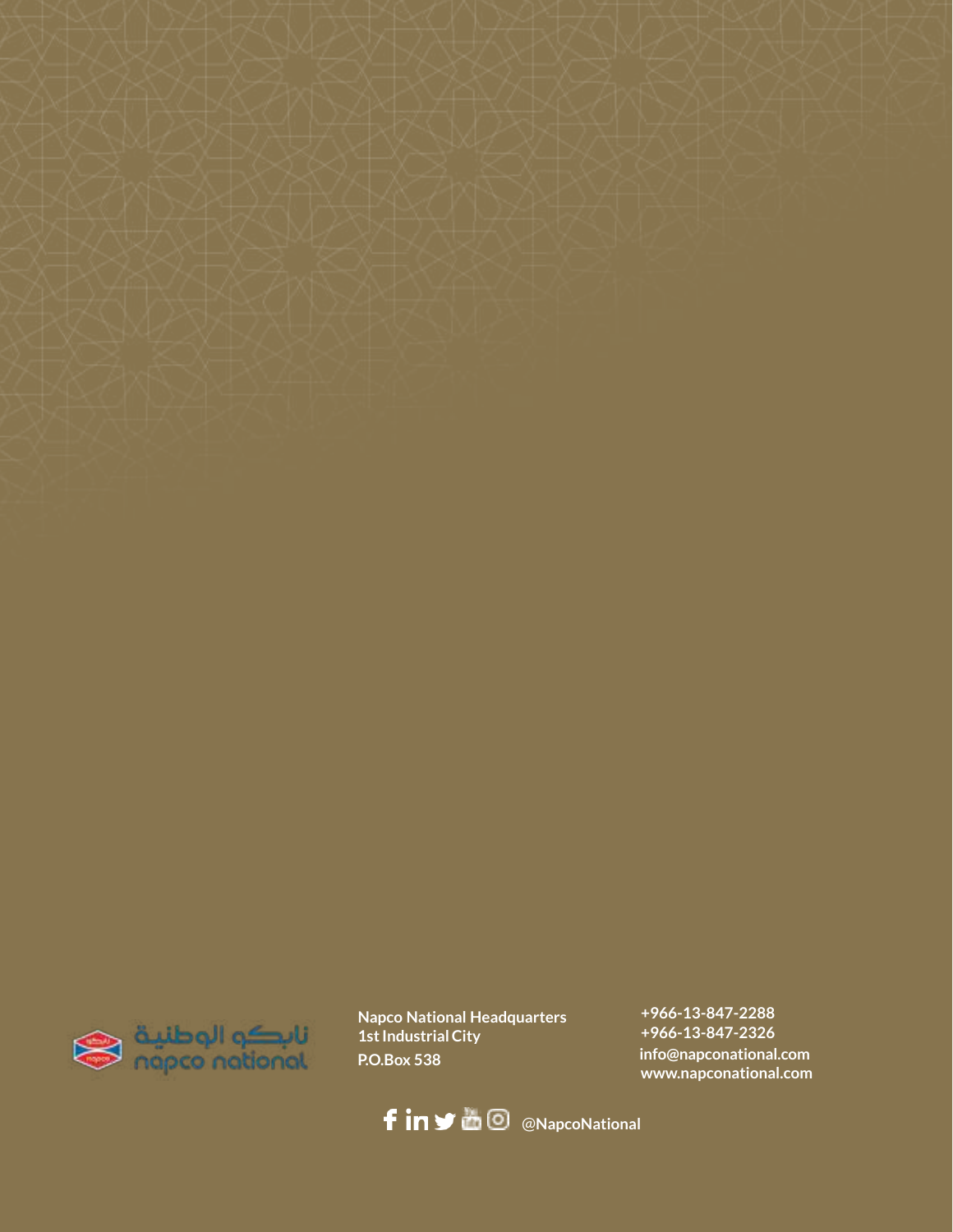نابكو الوطنية
napco national

Napco National Headquarters
1st Industrial City
P.O.Box 538

+966-13-847-2288
+966-13-847-2326
info@napconational.com
www.napconational.com

@NapcoNational